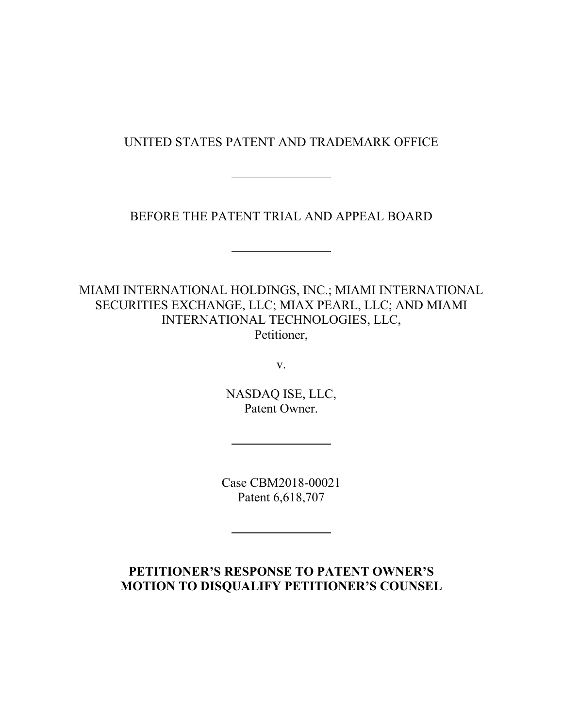UNITED STATES PATENT AND TRADEMARK OFFICE

---

BEFORE THE PATENT TRIAL AND APPEAL BOARD

---

MIAMI INTERNATIONAL HOLDINGS, INC.; MIAMI INTERNATIONAL SECURITIES EXCHANGE, LLC; MIAX PEARL, LLC; AND MIAMI INTERNATIONAL TECHNOLOGIES, LLC,
Petitioner,

v.

NASDAQ ISE, LLC,
Patent Owner.

---

Case CBM2018-00021
Patent 6,618,707

---

**PETITIONER'S RESPONSE TO PATENT OWNER'S MOTION TO DISQUALIFY PETITIONER'S COUNSEL**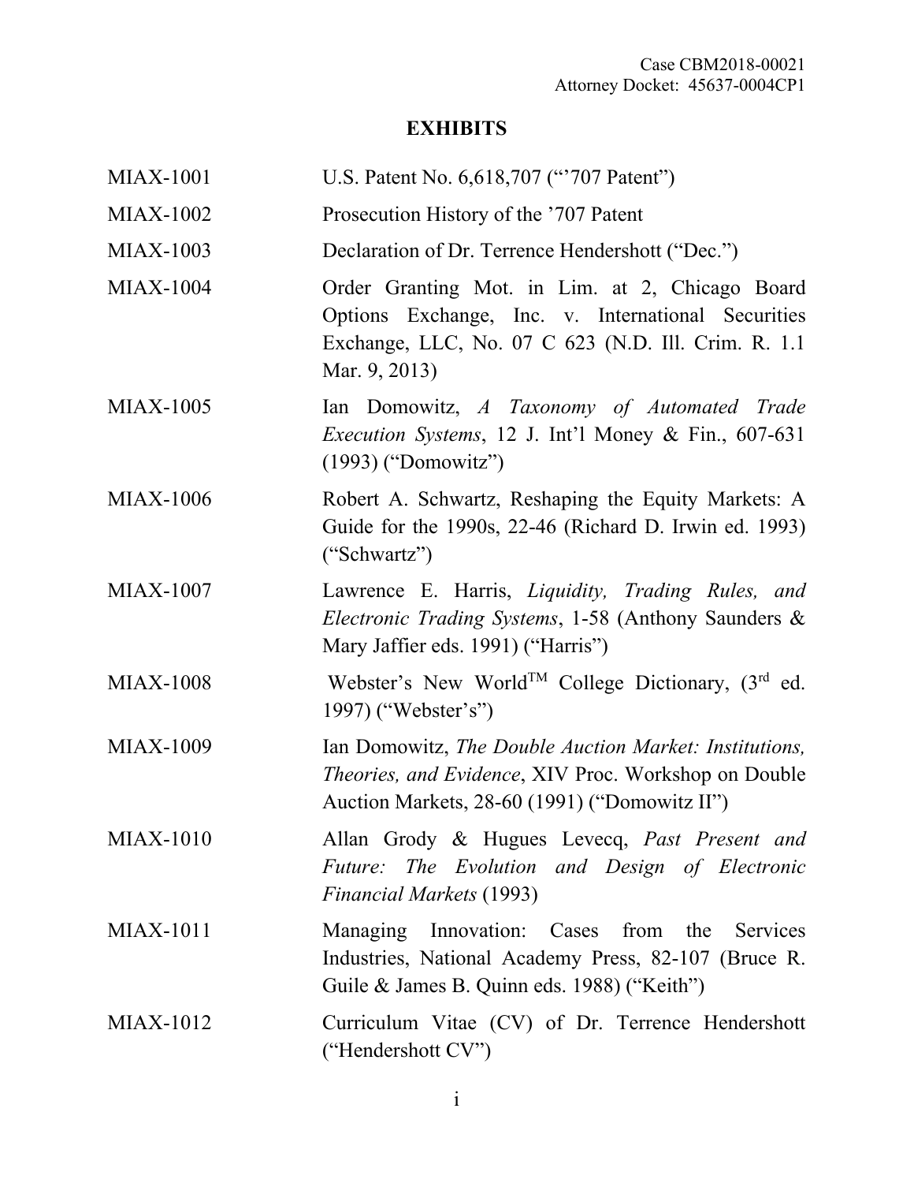# EXHIBITS

| | |
|---|---|
| MIAX-1001 | U.S. Patent No. 6,618,707 ("'707 Patent") |
| MIAX-1002 | Prosecution History of the '707 Patent |
| MIAX-1003 | Declaration of Dr. Terrence Hendershott ("Dec.") |
| MIAX-1004 | Order Granting Mot. in Lim. at 2, Chicago Board Options Exchange, Inc. v. International Securities Exchange, LLC, No. 07 C 623 (N.D. Ill. Crim. R. 1.1 Mar. 9, 2013) |
| MIAX-1005 | Ian Domowitz, *A Taxonomy of Automated Trade Execution Systems*, 12 J. Int'l Money & Fin., 607-631 (1993) ("Domowitz") |
| MIAX-1006 | Robert A. Schwartz, Reshaping the Equity Markets: A Guide for the 1990s, 22-46 (Richard D. Irwin ed. 1993) ("Schwartz") |
| MIAX-1007 | Lawrence E. Harris, *Liquidity, Trading Rules, and Electronic Trading Systems*, 1-58 (Anthony Saunders & Mary Jaffier eds. 1991) ("Harris") |
| MIAX-1008 | Webster's New World™ College Dictionary, (3rd ed. 1997) ("Webster's") |
| MIAX-1009 | Ian Domowitz, *The Double Auction Market: Institutions, Theories, and Evidence*, XIV Proc. Workshop on Double Auction Markets, 28-60 (1991) ("Domowitz II") |
| MIAX-1010 | Allan Grody & Hugues Levecq, *Past Present and Future: The Evolution and Design of Electronic Financial Markets* (1993) |
| MIAX-1011 | Managing Innovation: Cases from the Services Industries, National Academy Press, 82-107 (Bruce R. Guile & James B. Quinn eds. 1988) ("Keith") |
| MIAX-1012 | Curriculum Vitae (CV) of Dr. Terrence Hendershott ("Hendershott CV") |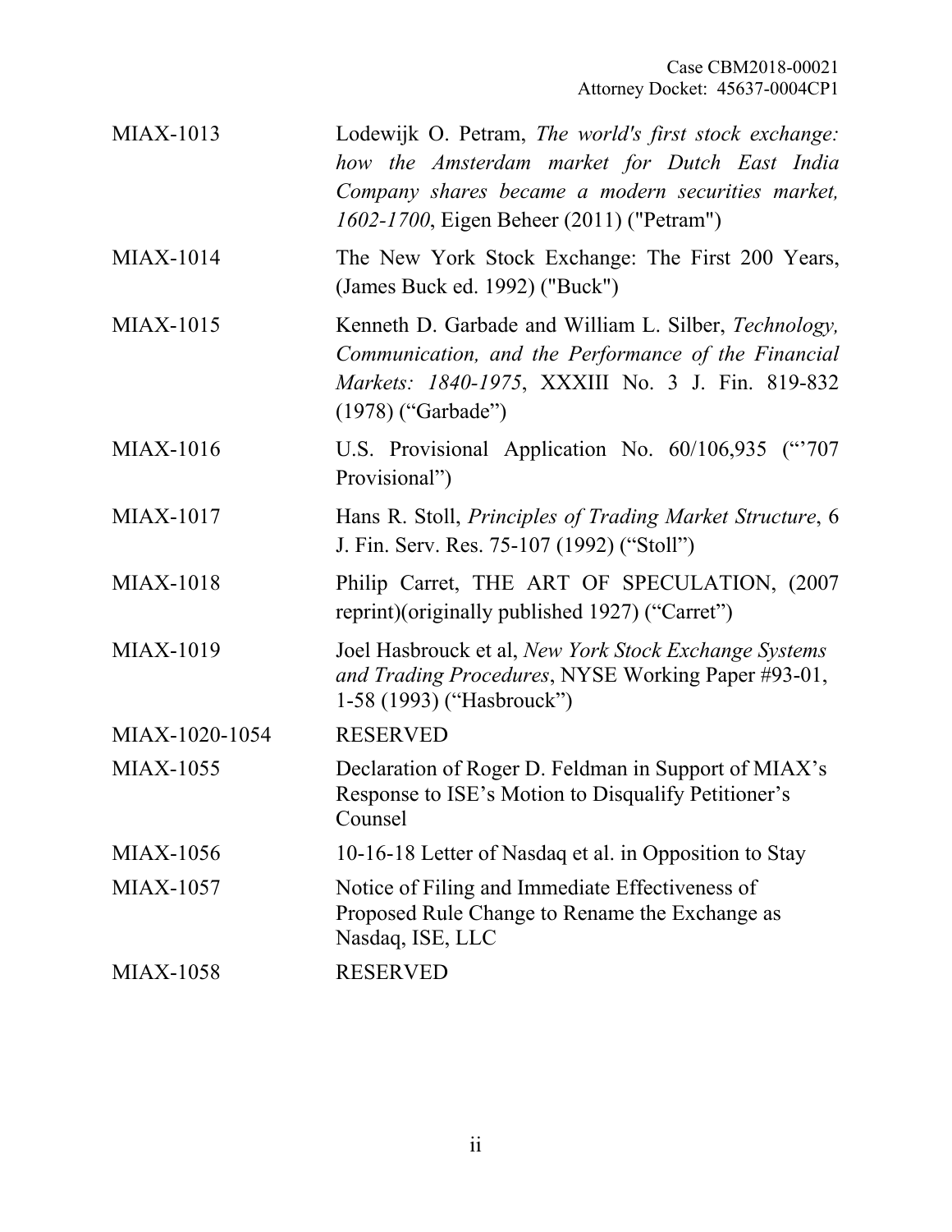| | |
|---|---|
| MIAX-1013 | Lodewijk O. Petram, *The world's first stock exchange: how the Amsterdam market for Dutch East India Company shares became a modern securities market, 1602-1700*, Eigen Beheer (2011) ("Petram") |
| MIAX-1014 | The New York Stock Exchange: The First 200 Years, (James Buck ed. 1992) ("Buck") |
| MIAX-1015 | Kenneth D. Garbade and William L. Silber, *Technology, Communication, and the Performance of the Financial Markets: 1840-1975*, XXXIII No. 3 J. Fin. 819-832 (1978) ("Garbade") |
| MIAX-1016 | U.S. Provisional Application No. 60/106,935 ("'707 Provisional") |
| MIAX-1017 | Hans R. Stoll, *Principles of Trading Market Structure*, 6 J. Fin. Serv. Res. 75-107 (1992) ("Stoll") |
| MIAX-1018 | Philip Carret, THE ART OF SPECULATION, (2007 reprint)(originally published 1927) ("Carret") |
| MIAX-1019 | Joel Hasbrouck et al, *New York Stock Exchange Systems and Trading Procedures*, NYSE Working Paper #93-01, 1-58 (1993) ("Hasbrouck") |
| MIAX-1020-1054 | RESERVED |
| MIAX-1055 | Declaration of Roger D. Feldman in Support of MIAX's Response to ISE's Motion to Disqualify Petitioner's Counsel |
| MIAX-1056 | 10-16-18 Letter of Nasdaq et al. in Opposition to Stay |
| MIAX-1057 | Notice of Filing and Immediate Effectiveness of Proposed Rule Change to Rename the Exchange as Nasdaq, ISE, LLC |
| MIAX-1058 | RESERVED |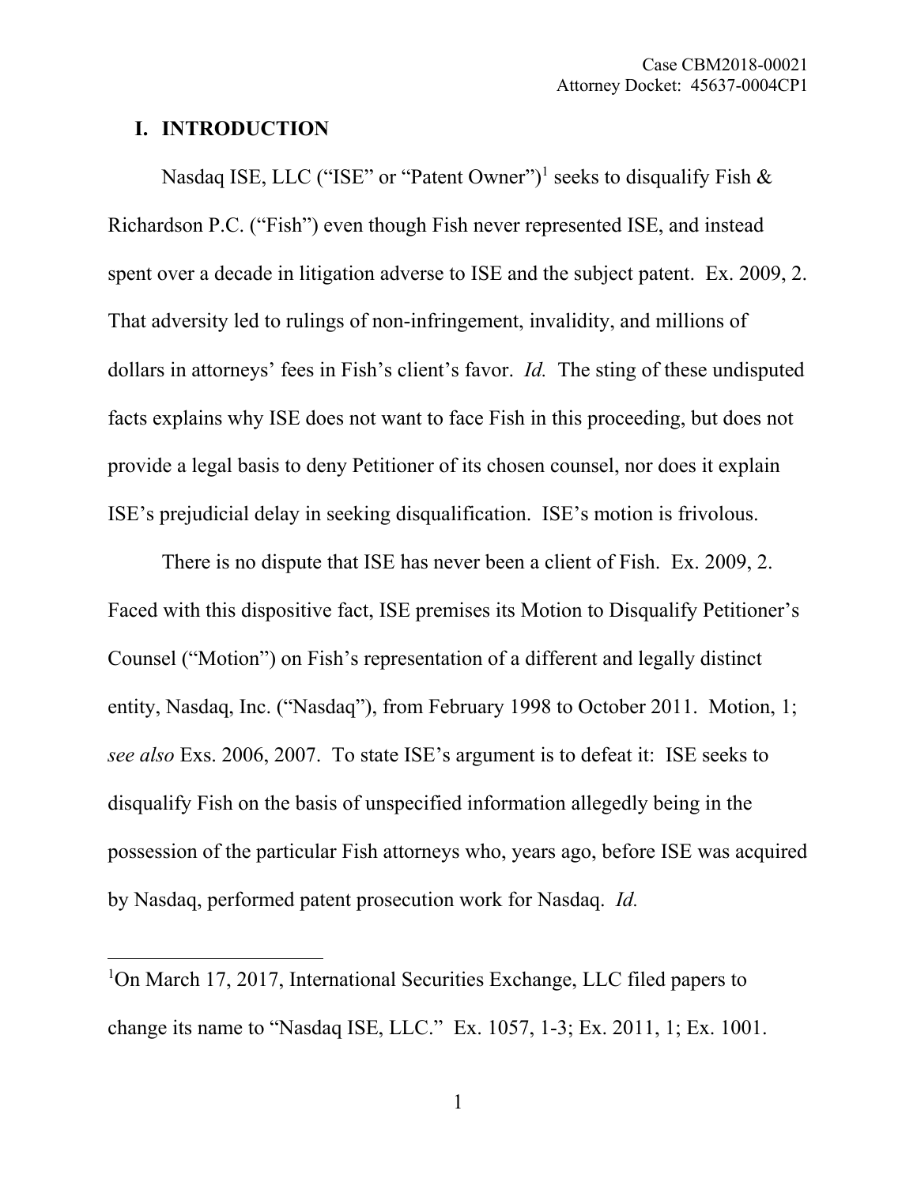## I. INTRODUCTION

Nasdaq ISE, LLC ("ISE" or "Patent Owner")[1] seeks to disqualify Fish & Richardson P.C. ("Fish") even though Fish never represented ISE, and instead spent over a decade in litigation adverse to ISE and the subject patent. Ex. 2009, 2. That adversity led to rulings of non-infringement, invalidity, and millions of dollars in attorneys' fees in Fish's client's favor. *Id.* The sting of these undisputed facts explains why ISE does not want to face Fish in this proceeding, but does not provide a legal basis to deny Petitioner of its chosen counsel, nor does it explain ISE's prejudicial delay in seeking disqualification. ISE's motion is frivolous.

There is no dispute that ISE has never been a client of Fish. Ex. 2009, 2. Faced with this dispositive fact, ISE premises its Motion to Disqualify Petitioner's Counsel ("Motion") on Fish's representation of a different and legally distinct entity, Nasdaq, Inc. ("Nasdaq"), from February 1998 to October 2011. Motion, 1; *see also* Exs. 2006, 2007. To state ISE's argument is to defeat it: ISE seeks to disqualify Fish on the basis of unspecified information allegedly being in the possession of the particular Fish attorneys who, years ago, before ISE was acquired by Nasdaq, performed patent prosecution work for Nasdaq. *Id.*

---

[1] On March 17, 2017, International Securities Exchange, LLC filed papers to change its name to "Nasdaq ISE, LLC." Ex. 1057, 1-3; Ex. 2011, 1; Ex. 1001.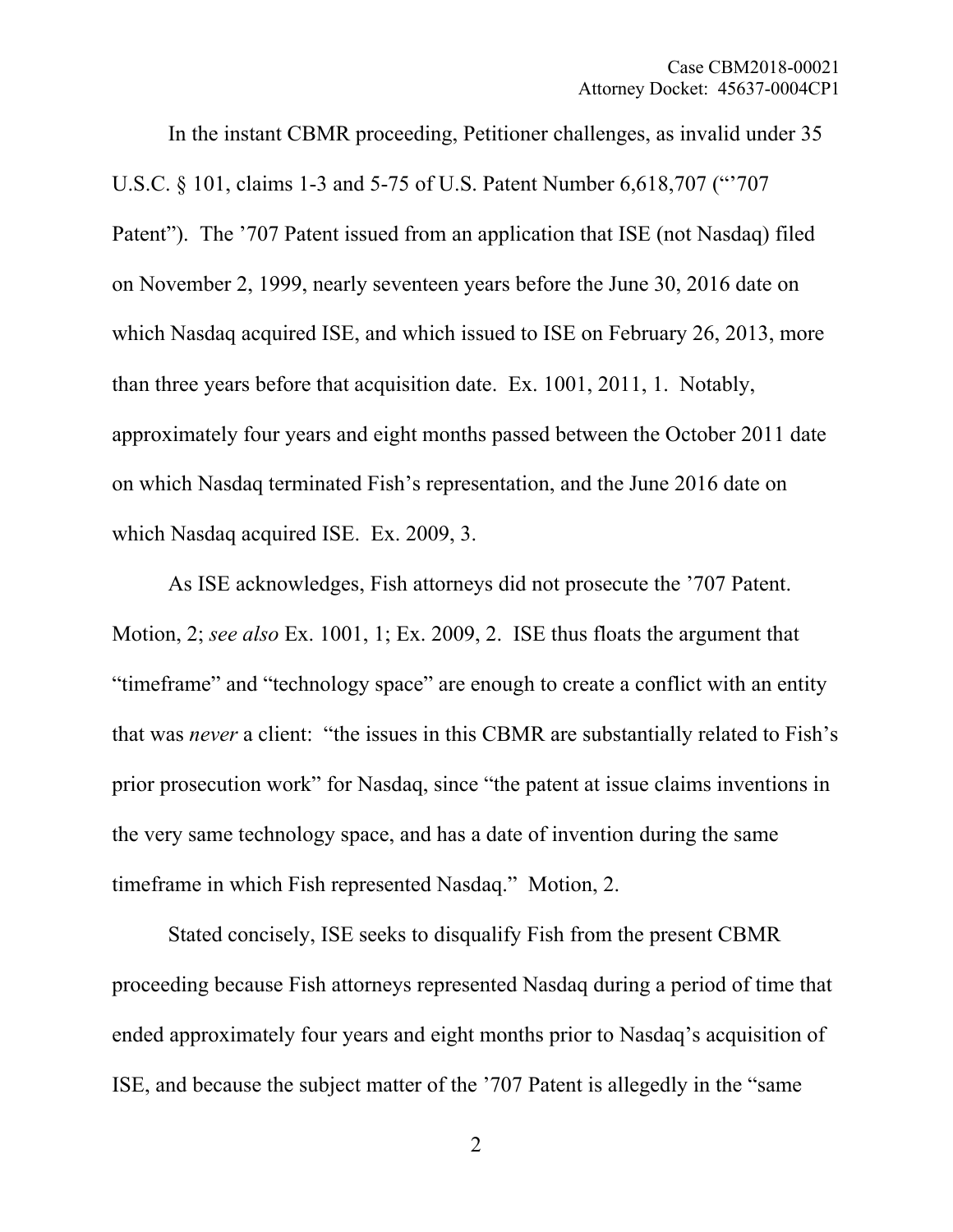In the instant CBMR proceeding, Petitioner challenges, as invalid under 35 U.S.C. § 101, claims 1-3 and 5-75 of U.S. Patent Number 6,618,707 ("'707 Patent"). The '707 Patent issued from an application that ISE (not Nasdaq) filed on November 2, 1999, nearly seventeen years before the June 30, 2016 date on which Nasdaq acquired ISE, and which issued to ISE on February 26, 2013, more than three years before that acquisition date. Ex. 1001, 2011, 1. Notably, approximately four years and eight months passed between the October 2011 date on which Nasdaq terminated Fish's representation, and the June 2016 date on which Nasdaq acquired ISE. Ex. 2009, 3.

As ISE acknowledges, Fish attorneys did not prosecute the '707 Patent. Motion, 2; *see also* Ex. 1001, 1; Ex. 2009, 2. ISE thus floats the argument that "timeframe" and "technology space" are enough to create a conflict with an entity that was *never* a client: "the issues in this CBMR are substantially related to Fish's prior prosecution work" for Nasdaq, since "the patent at issue claims inventions in the very same technology space, and has a date of invention during the same timeframe in which Fish represented Nasdaq." Motion, 2.

Stated concisely, ISE seeks to disqualify Fish from the present CBMR proceeding because Fish attorneys represented Nasdaq during a period of time that ended approximately four years and eight months prior to Nasdaq's acquisition of ISE, and because the subject matter of the '707 Patent is allegedly in the "same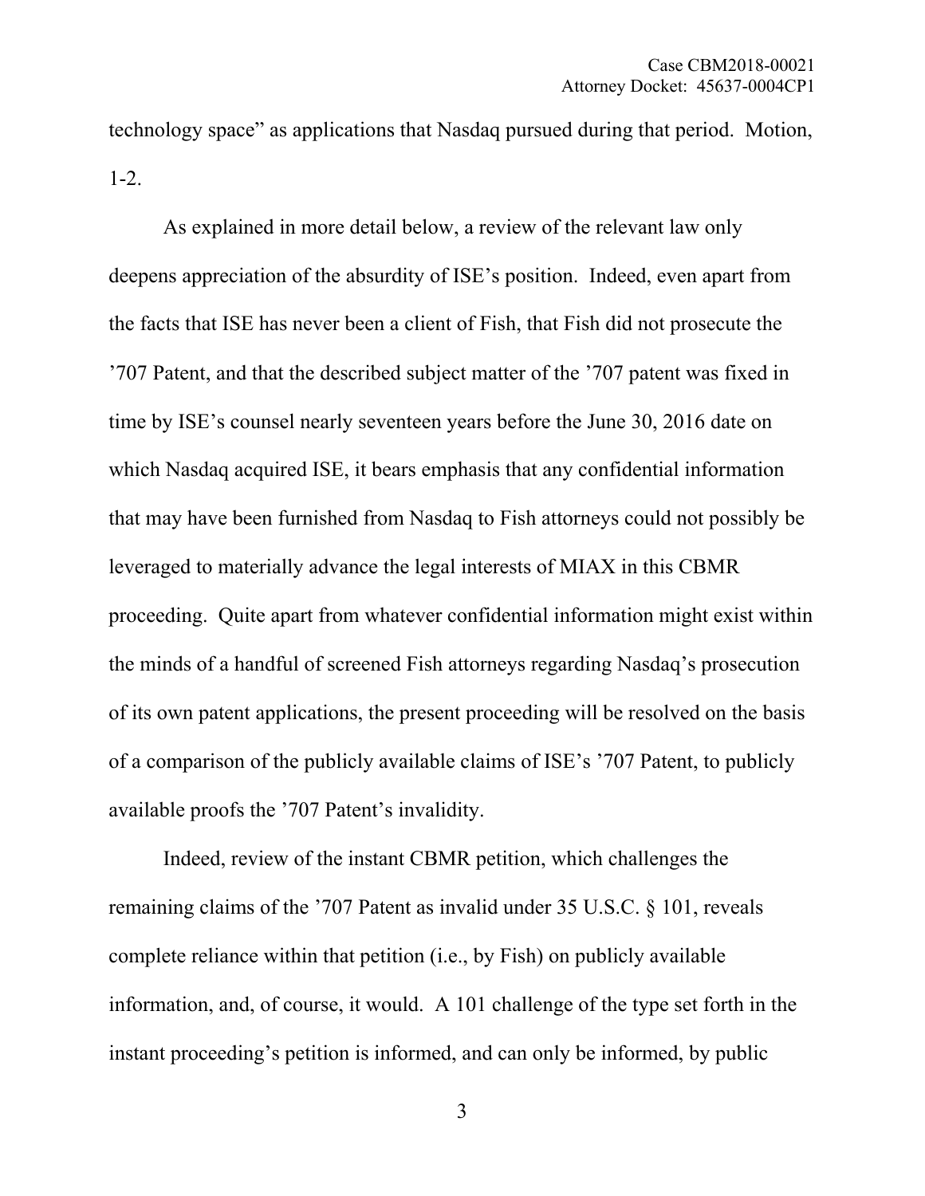technology space" as applications that Nasdaq pursued during that period. Motion, 1-2.

As explained in more detail below, a review of the relevant law only deepens appreciation of the absurdity of ISE's position. Indeed, even apart from the facts that ISE has never been a client of Fish, that Fish did not prosecute the '707 Patent, and that the described subject matter of the '707 patent was fixed in time by ISE's counsel nearly seventeen years before the June 30, 2016 date on which Nasdaq acquired ISE, it bears emphasis that any confidential information that may have been furnished from Nasdaq to Fish attorneys could not possibly be leveraged to materially advance the legal interests of MIAX in this CBMR proceeding. Quite apart from whatever confidential information might exist within the minds of a handful of screened Fish attorneys regarding Nasdaq's prosecution of its own patent applications, the present proceeding will be resolved on the basis of a comparison of the publicly available claims of ISE's '707 Patent, to publicly available proofs the '707 Patent's invalidity.

Indeed, review of the instant CBMR petition, which challenges the remaining claims of the '707 Patent as invalid under 35 U.S.C. § 101, reveals complete reliance within that petition (i.e., by Fish) on publicly available information, and, of course, it would. A 101 challenge of the type set forth in the instant proceeding's petition is informed, and can only be informed, by public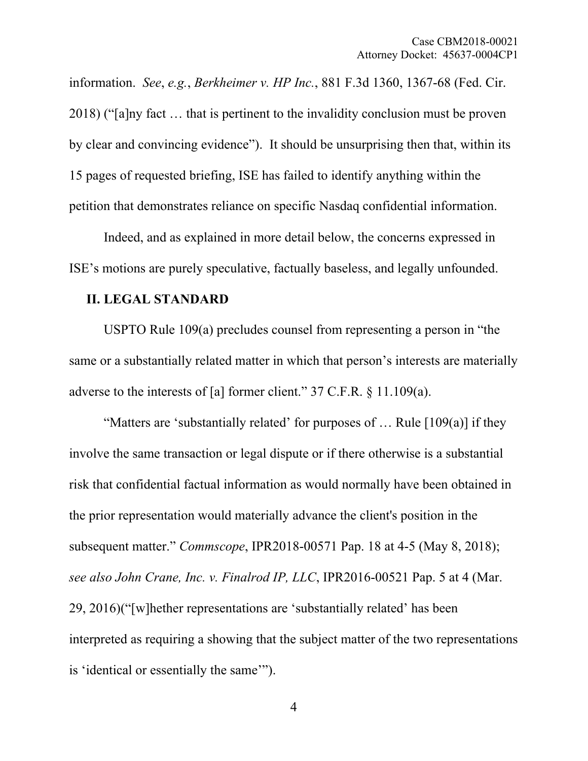information. *See*, *e.g.*, *Berkheimer v. HP Inc.*, 881 F.3d 1360, 1367-68 (Fed. Cir. 2018) ("[a]ny fact … that is pertinent to the invalidity conclusion must be proven by clear and convincing evidence"). It should be unsurprising then that, within its 15 pages of requested briefing, ISE has failed to identify anything within the petition that demonstrates reliance on specific Nasdaq confidential information.

Indeed, and as explained in more detail below, the concerns expressed in ISE's motions are purely speculative, factually baseless, and legally unfounded.

## II. LEGAL STANDARD

USPTO Rule 109(a) precludes counsel from representing a person in "the same or a substantially related matter in which that person's interests are materially adverse to the interests of [a] former client." 37 C.F.R. § 11.109(a).

"Matters are 'substantially related' for purposes of … Rule [109(a)] if they involve the same transaction or legal dispute or if there otherwise is a substantial risk that confidential factual information as would normally have been obtained in the prior representation would materially advance the client's position in the subsequent matter." *Commscope*, IPR2018-00571 Pap. 18 at 4-5 (May 8, 2018); *see also John Crane, Inc. v. Finalrod IP, LLC*, IPR2016-00521 Pap. 5 at 4 (Mar. 29, 2016)("[w]hether representations are 'substantially related' has been interpreted as requiring a showing that the subject matter of the two representations is 'identical or essentially the same'").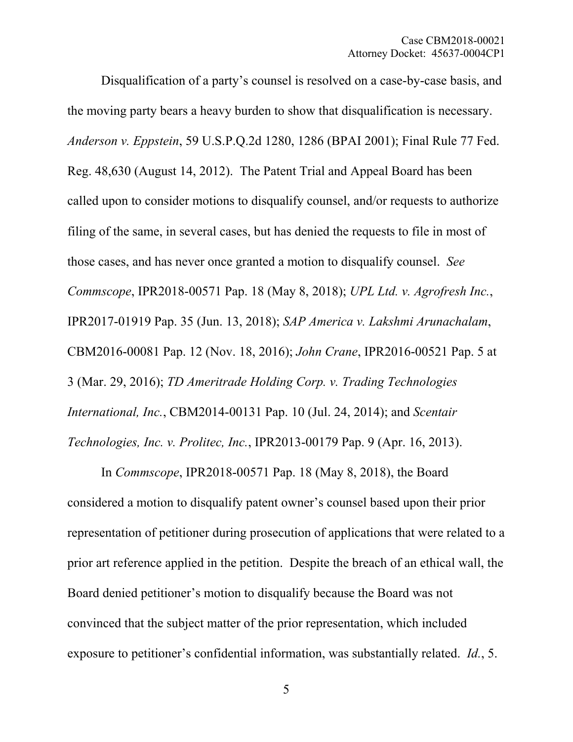Disqualification of a party's counsel is resolved on a case-by-case basis, and the moving party bears a heavy burden to show that disqualification is necessary. *Anderson v. Eppstein*, 59 U.S.P.Q.2d 1280, 1286 (BPAI 2001); Final Rule 77 Fed. Reg. 48,630 (August 14, 2012). The Patent Trial and Appeal Board has been called upon to consider motions to disqualify counsel, and/or requests to authorize filing of the same, in several cases, but has denied the requests to file in most of those cases, and has never once granted a motion to disqualify counsel. *See Commscope*, IPR2018-00571 Pap. 18 (May 8, 2018); *UPL Ltd. v. Agrofresh Inc.*, IPR2017-01919 Pap. 35 (Jun. 13, 2018); *SAP America v. Lakshmi Arunachalam*, CBM2016-00081 Pap. 12 (Nov. 18, 2016); *John Crane*, IPR2016-00521 Pap. 5 at 3 (Mar. 29, 2016); *TD Ameritrade Holding Corp. v. Trading Technologies International, Inc.*, CBM2014-00131 Pap. 10 (Jul. 24, 2014); and *Scentair Technologies, Inc. v. Prolitec, Inc.*, IPR2013-00179 Pap. 9 (Apr. 16, 2013).

In *Commscope*, IPR2018-00571 Pap. 18 (May 8, 2018), the Board considered a motion to disqualify patent owner's counsel based upon their prior representation of petitioner during prosecution of applications that were related to a prior art reference applied in the petition. Despite the breach of an ethical wall, the Board denied petitioner's motion to disqualify because the Board was not convinced that the subject matter of the prior representation, which included exposure to petitioner's confidential information, was substantially related. *Id.*, 5.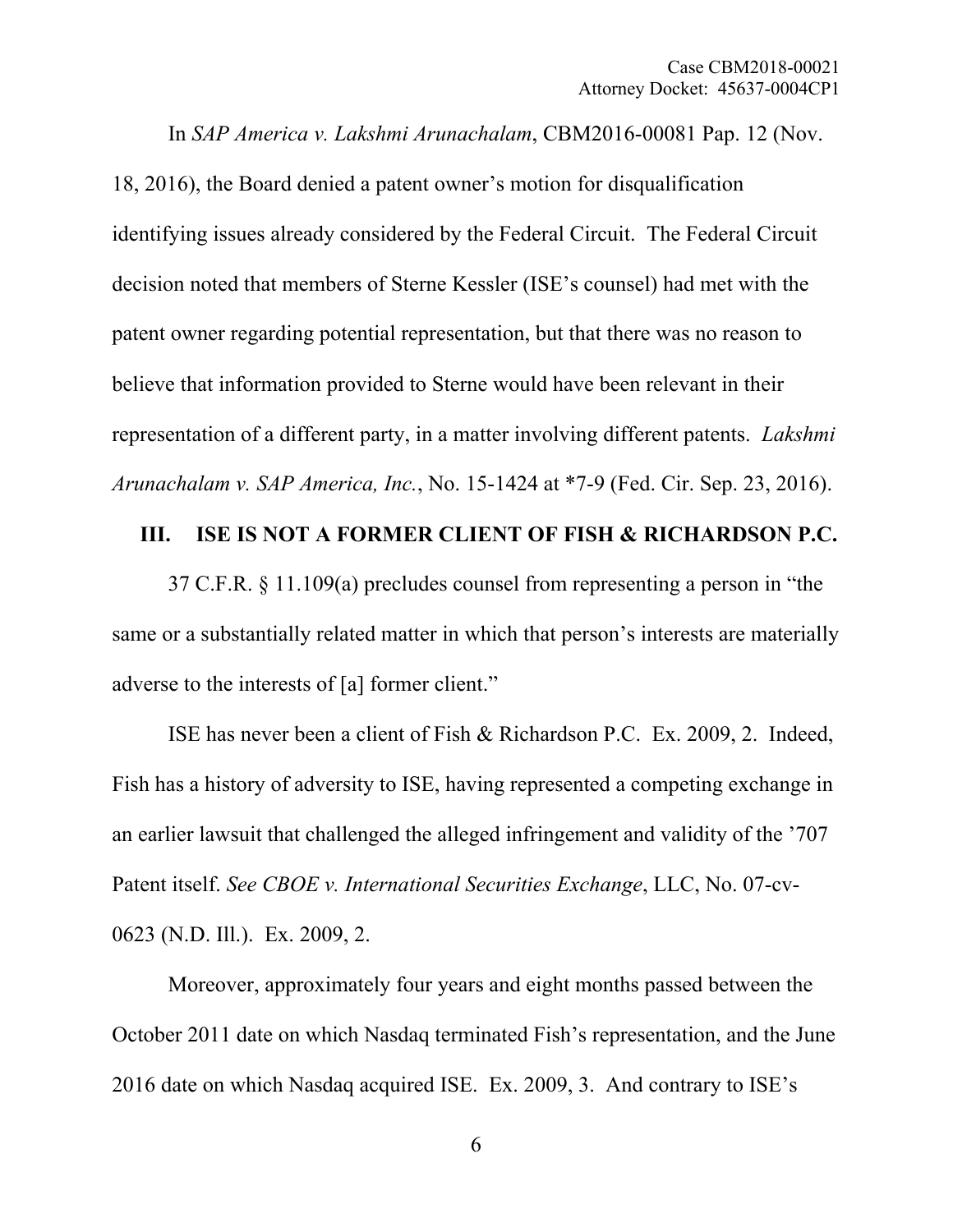In *SAP America v. Lakshmi Arunachalam*, CBM2016-00081 Pap. 12 (Nov. 18, 2016), the Board denied a patent owner's motion for disqualification identifying issues already considered by the Federal Circuit. The Federal Circuit decision noted that members of Sterne Kessler (ISE's counsel) had met with the patent owner regarding potential representation, but that there was no reason to believe that information provided to Sterne would have been relevant in their representation of a different party, in a matter involving different patents. *Lakshmi Arunachalam v. SAP America, Inc.*, No. 15-1424 at *7-9 (Fed. Cir. Sep. 23, 2016).

## III. ISE IS NOT A FORMER CLIENT OF FISH & RICHARDSON P.C.

37 C.F.R. § 11.109(a) precludes counsel from representing a person in "the same or a substantially related matter in which that person's interests are materially adverse to the interests of [a] former client."

ISE has never been a client of Fish & Richardson P.C. Ex. 2009, 2. Indeed, Fish has a history of adversity to ISE, having represented a competing exchange in an earlier lawsuit that challenged the alleged infringement and validity of the '707 Patent itself. *See CBOE v. International Securities Exchange*, LLC, No. 07-cv-0623 (N.D. Ill.). Ex. 2009, 2.

Moreover, approximately four years and eight months passed between the October 2011 date on which Nasdaq terminated Fish's representation, and the June 2016 date on which Nasdaq acquired ISE. Ex. 2009, 3. And contrary to ISE's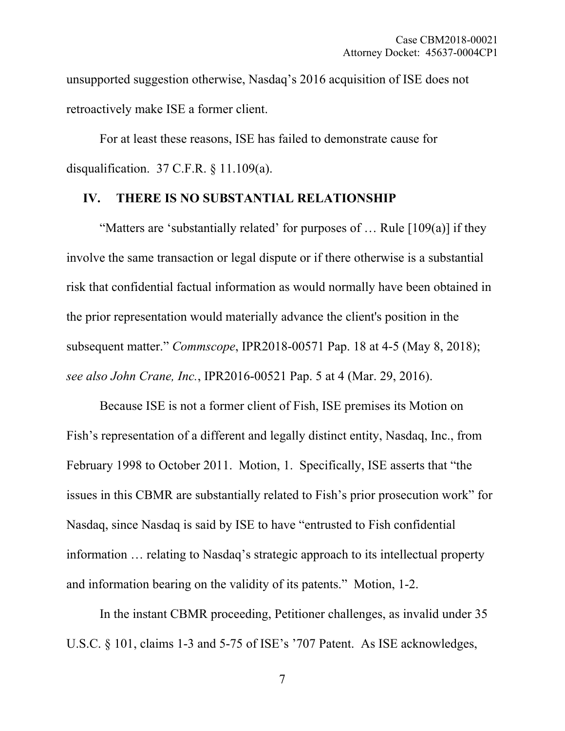unsupported suggestion otherwise, Nasdaq's 2016 acquisition of ISE does not retroactively make ISE a former client.

For at least these reasons, ISE has failed to demonstrate cause for disqualification. 37 C.F.R. § 11.109(a).

## IV. THERE IS NO SUBSTANTIAL RELATIONSHIP

"Matters are 'substantially related' for purposes of … Rule [109(a)] if they involve the same transaction or legal dispute or if there otherwise is a substantial risk that confidential factual information as would normally have been obtained in the prior representation would materially advance the client's position in the subsequent matter." *Commscope*, IPR2018-00571 Pap. 18 at 4-5 (May 8, 2018); *see also John Crane, Inc.*, IPR2016-00521 Pap. 5 at 4 (Mar. 29, 2016).

Because ISE is not a former client of Fish, ISE premises its Motion on Fish's representation of a different and legally distinct entity, Nasdaq, Inc., from February 1998 to October 2011. Motion, 1. Specifically, ISE asserts that "the issues in this CBMR are substantially related to Fish's prior prosecution work" for Nasdaq, since Nasdaq is said by ISE to have "entrusted to Fish confidential information … relating to Nasdaq's strategic approach to its intellectual property and information bearing on the validity of its patents." Motion, 1-2.

In the instant CBMR proceeding, Petitioner challenges, as invalid under 35 U.S.C. § 101, claims 1-3 and 5-75 of ISE's '707 Patent. As ISE acknowledges,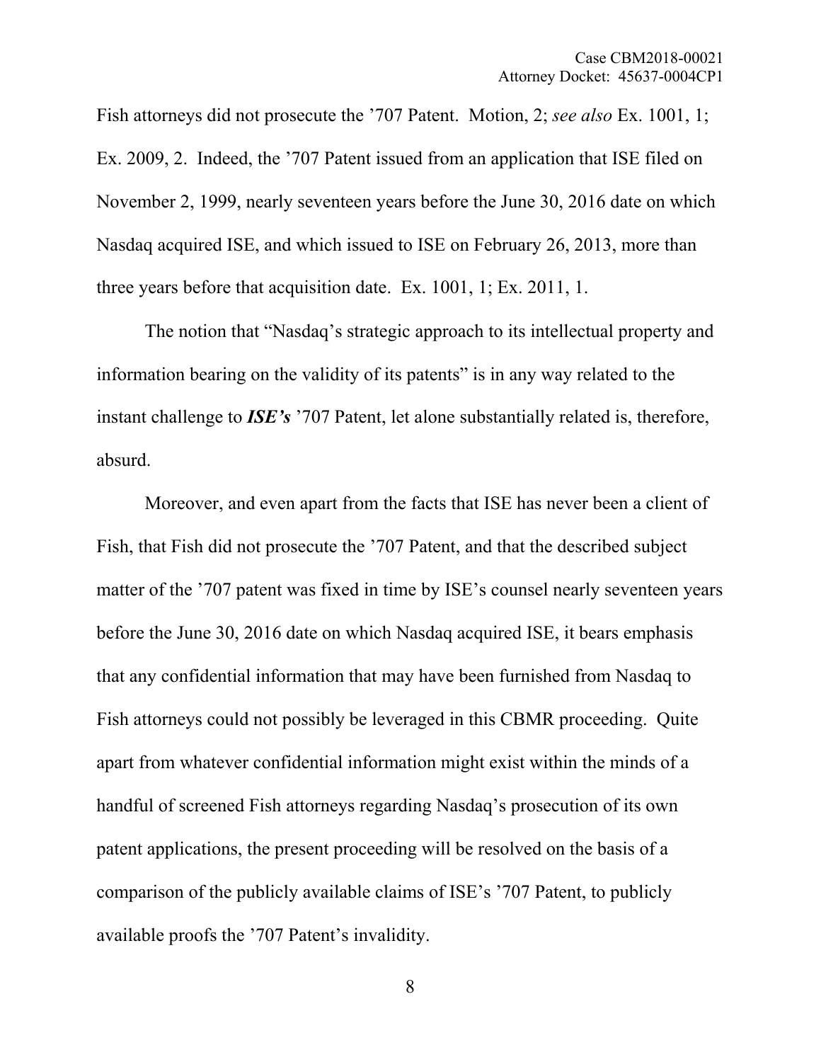Fish attorneys did not prosecute the '707 Patent. Motion, 2; *see also* Ex. 1001, 1; Ex. 2009, 2. Indeed, the '707 Patent issued from an application that ISE filed on November 2, 1999, nearly seventeen years before the June 30, 2016 date on which Nasdaq acquired ISE, and which issued to ISE on February 26, 2013, more than three years before that acquisition date. Ex. 1001, 1; Ex. 2011, 1.

The notion that "Nasdaq's strategic approach to its intellectual property and information bearing on the validity of its patents" is in any way related to the instant challenge to ***ISE's*** '707 Patent, let alone substantially related is, therefore, absurd.

Moreover, and even apart from the facts that ISE has never been a client of Fish, that Fish did not prosecute the '707 Patent, and that the described subject matter of the '707 patent was fixed in time by ISE's counsel nearly seventeen years before the June 30, 2016 date on which Nasdaq acquired ISE, it bears emphasis that any confidential information that may have been furnished from Nasdaq to Fish attorneys could not possibly be leveraged in this CBMR proceeding. Quite apart from whatever confidential information might exist within the minds of a handful of screened Fish attorneys regarding Nasdaq's prosecution of its own patent applications, the present proceeding will be resolved on the basis of a comparison of the publicly available claims of ISE's '707 Patent, to publicly available proofs the '707 Patent's invalidity.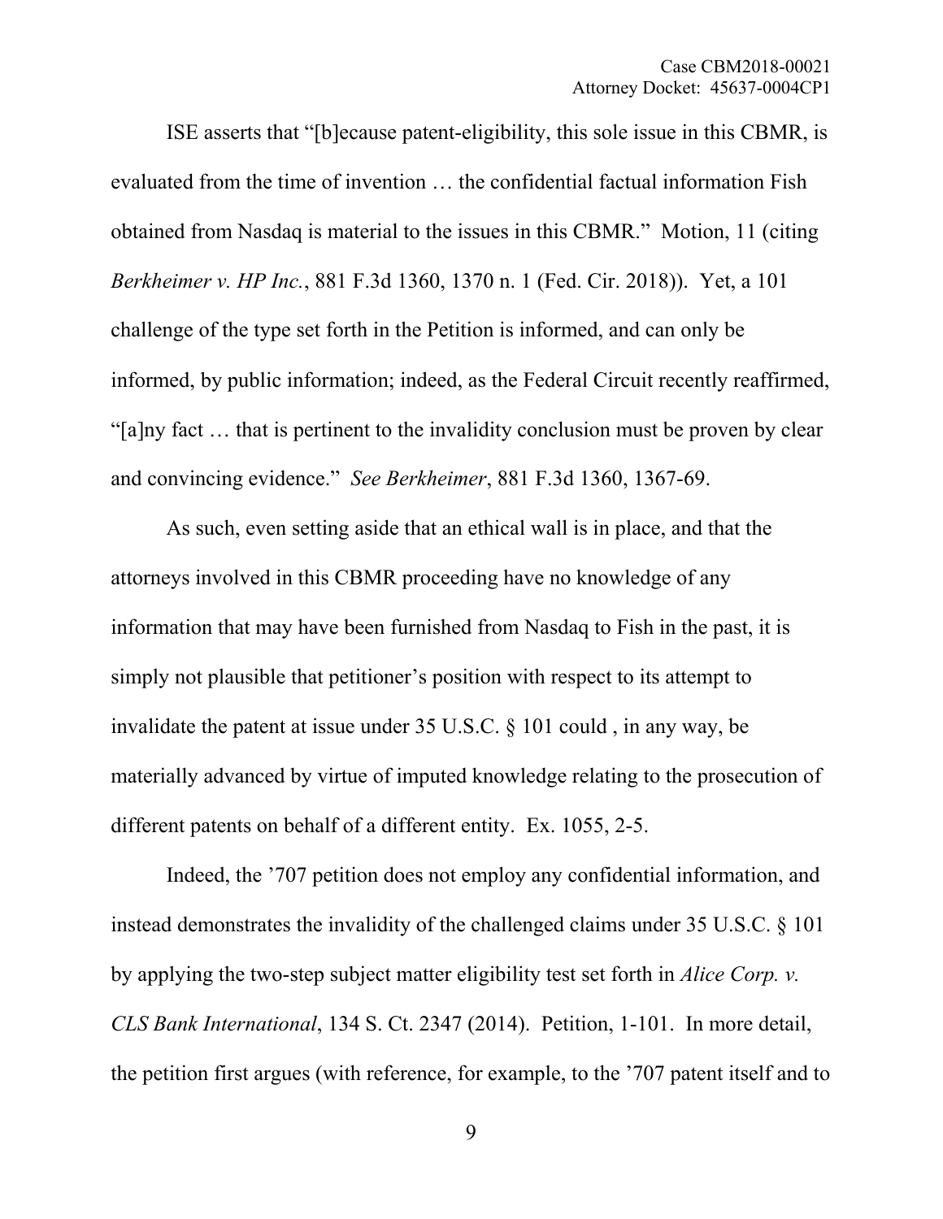ISE asserts that "[b]ecause patent-eligibility, this sole issue in this CBMR, is evaluated from the time of invention … the confidential factual information Fish obtained from Nasdaq is material to the issues in this CBMR." Motion, 11 (citing *Berkheimer v. HP Inc.*, 881 F.3d 1360, 1370 n. 1 (Fed. Cir. 2018)). Yet, a 101 challenge of the type set forth in the Petition is informed, and can only be informed, by public information; indeed, as the Federal Circuit recently reaffirmed, "[a]ny fact … that is pertinent to the invalidity conclusion must be proven by clear and convincing evidence." *See Berkheimer*, 881 F.3d 1360, 1367-69.

As such, even setting aside that an ethical wall is in place, and that the attorneys involved in this CBMR proceeding have no knowledge of any information that may have been furnished from Nasdaq to Fish in the past, it is simply not plausible that petitioner's position with respect to its attempt to invalidate the patent at issue under 35 U.S.C. § 101 could , in any way, be materially advanced by virtue of imputed knowledge relating to the prosecution of different patents on behalf of a different entity. Ex. 1055, 2-5.

Indeed, the '707 petition does not employ any confidential information, and instead demonstrates the invalidity of the challenged claims under 35 U.S.C. § 101 by applying the two-step subject matter eligibility test set forth in *Alice Corp. v. CLS Bank International*, 134 S. Ct. 2347 (2014). Petition, 1-101. In more detail, the petition first argues (with reference, for example, to the '707 patent itself and to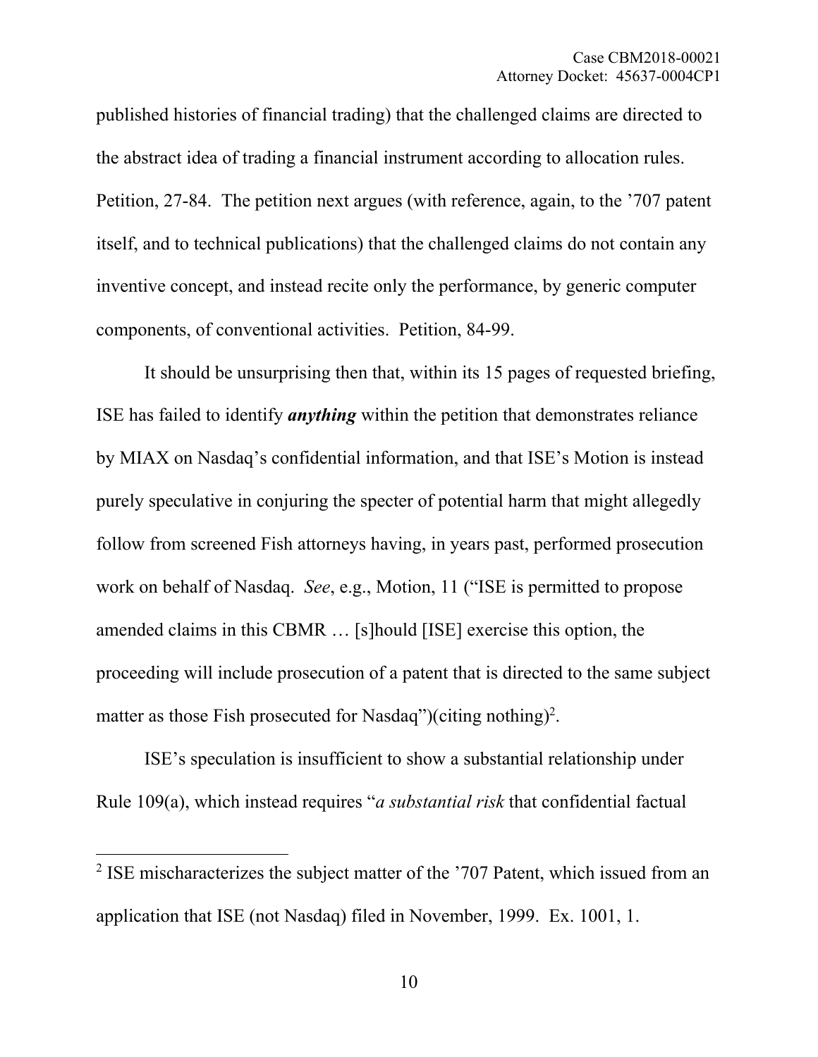published histories of financial trading) that the challenged claims are directed to the abstract idea of trading a financial instrument according to allocation rules. Petition, 27-84. The petition next argues (with reference, again, to the '707 patent itself, and to technical publications) that the challenged claims do not contain any inventive concept, and instead recite only the performance, by generic computer components, of conventional activities. Petition, 84-99.

It should be unsurprising then that, within its 15 pages of requested briefing, ISE has failed to identify ***anything*** within the petition that demonstrates reliance by MIAX on Nasdaq's confidential information, and that ISE's Motion is instead purely speculative in conjuring the specter of potential harm that might allegedly follow from screened Fish attorneys having, in years past, performed prosecution work on behalf of Nasdaq. *See*, e.g., Motion, 11 ("ISE is permitted to propose amended claims in this CBMR … [s]hould [ISE] exercise this option, the proceeding will include prosecution of a patent that is directed to the same subject matter as those Fish prosecuted for Nasdaq")(citing nothing)[2].

ISE's speculation is insufficient to show a substantial relationship under Rule 109(a), which instead requires "*a substantial risk* that confidential factual

---

[2] ISE mischaracterizes the subject matter of the '707 Patent, which issued from an application that ISE (not Nasdaq) filed in November, 1999. Ex. 1001, 1.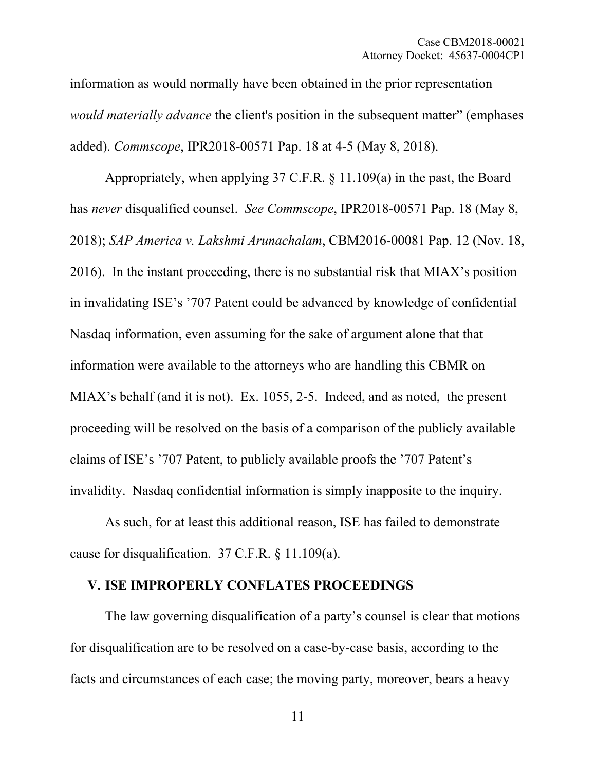information as would normally have been obtained in the prior representation *would materially advance* the client's position in the subsequent matter" (emphases added). *Commscope*, IPR2018-00571 Pap. 18 at 4-5 (May 8, 2018).

Appropriately, when applying 37 C.F.R. § 11.109(a) in the past, the Board has *never* disqualified counsel. *See Commscope*, IPR2018-00571 Pap. 18 (May 8, 2018); *SAP America v. Lakshmi Arunachalam*, CBM2016-00081 Pap. 12 (Nov. 18, 2016). In the instant proceeding, there is no substantial risk that MIAX's position in invalidating ISE's '707 Patent could be advanced by knowledge of confidential Nasdaq information, even assuming for the sake of argument alone that that information were available to the attorneys who are handling this CBMR on MIAX's behalf (and it is not). Ex. 1055, 2-5. Indeed, and as noted, the present proceeding will be resolved on the basis of a comparison of the publicly available claims of ISE's '707 Patent, to publicly available proofs the '707 Patent's invalidity. Nasdaq confidential information is simply inapposite to the inquiry.

As such, for at least this additional reason, ISE has failed to demonstrate cause for disqualification. 37 C.F.R. § 11.109(a).

## V. ISE IMPROPERLY CONFLATES PROCEEDINGS

The law governing disqualification of a party's counsel is clear that motions for disqualification are to be resolved on a case-by-case basis, according to the facts and circumstances of each case; the moving party, moreover, bears a heavy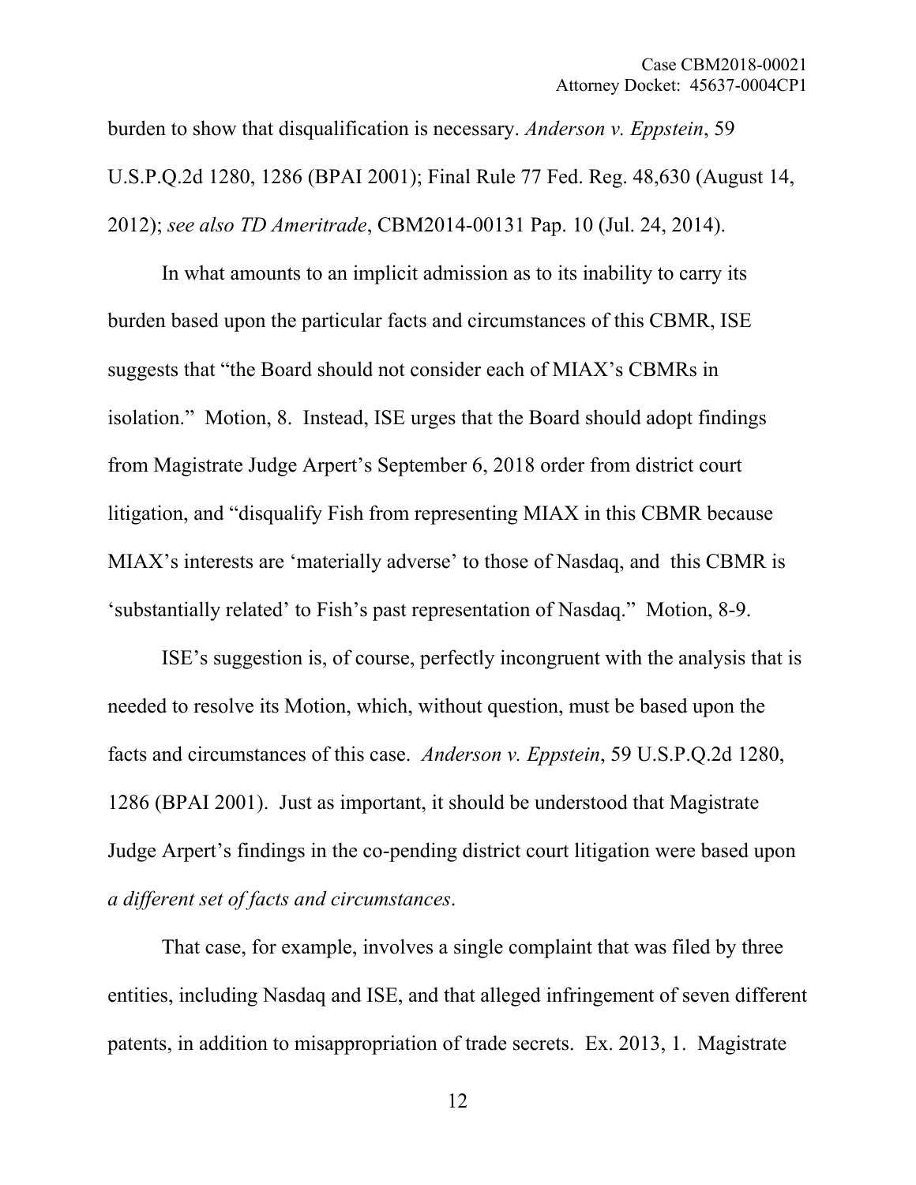burden to show that disqualification is necessary. *Anderson v. Eppstein*, 59 U.S.P.Q.2d 1280, 1286 (BPAI 2001); Final Rule 77 Fed. Reg. 48,630 (August 14, 2012); *see also TD Ameritrade*, CBM2014-00131 Pap. 10 (Jul. 24, 2014).

In what amounts to an implicit admission as to its inability to carry its burden based upon the particular facts and circumstances of this CBMR, ISE suggests that "the Board should not consider each of MIAX's CBMRs in isolation." Motion, 8. Instead, ISE urges that the Board should adopt findings from Magistrate Judge Arpert's September 6, 2018 order from district court litigation, and "disqualify Fish from representing MIAX in this CBMR because MIAX's interests are 'materially adverse' to those of Nasdaq, and this CBMR is 'substantially related' to Fish's past representation of Nasdaq." Motion, 8-9.

ISE's suggestion is, of course, perfectly incongruent with the analysis that is needed to resolve its Motion, which, without question, must be based upon the facts and circumstances of this case. *Anderson v. Eppstein*, 59 U.S.P.Q.2d 1280, 1286 (BPAI 2001). Just as important, it should be understood that Magistrate Judge Arpert's findings in the co-pending district court litigation were based upon *a different set of facts and circumstances*.

That case, for example, involves a single complaint that was filed by three entities, including Nasdaq and ISE, and that alleged infringement of seven different patents, in addition to misappropriation of trade secrets. Ex. 2013, 1. Magistrate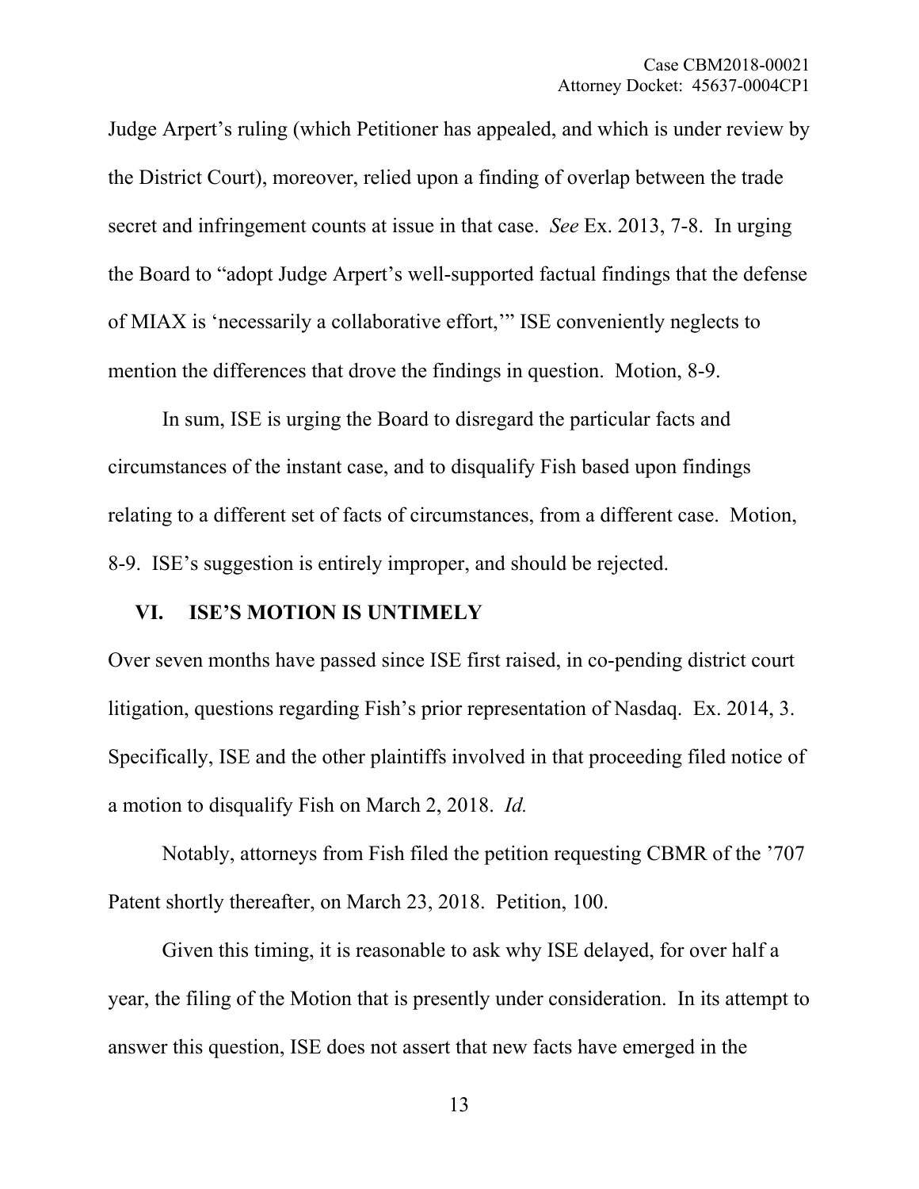Judge Arpert's ruling (which Petitioner has appealed, and which is under review by the District Court), moreover, relied upon a finding of overlap between the trade secret and infringement counts at issue in that case. *See* Ex. 2013, 7-8. In urging the Board to "adopt Judge Arpert's well-supported factual findings that the defense of MIAX is 'necessarily a collaborative effort,'" ISE conveniently neglects to mention the differences that drove the findings in question. Motion, 8-9.

In sum, ISE is urging the Board to disregard the particular facts and circumstances of the instant case, and to disqualify Fish based upon findings relating to a different set of facts of circumstances, from a different case. Motion, 8-9. ISE's suggestion is entirely improper, and should be rejected.

## VI. ISE'S MOTION IS UNTIMELY

Over seven months have passed since ISE first raised, in co-pending district court litigation, questions regarding Fish's prior representation of Nasdaq. Ex. 2014, 3. Specifically, ISE and the other plaintiffs involved in that proceeding filed notice of a motion to disqualify Fish on March 2, 2018. *Id.*

Notably, attorneys from Fish filed the petition requesting CBMR of the '707 Patent shortly thereafter, on March 23, 2018. Petition, 100.

Given this timing, it is reasonable to ask why ISE delayed, for over half a year, the filing of the Motion that is presently under consideration. In its attempt to answer this question, ISE does not assert that new facts have emerged in the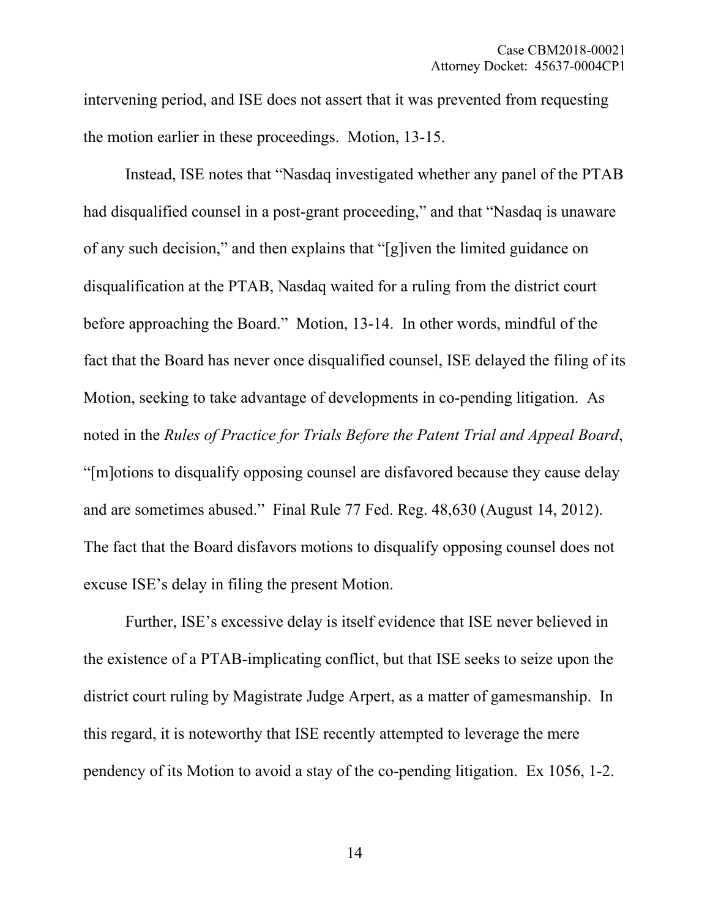intervening period, and ISE does not assert that it was prevented from requesting the motion earlier in these proceedings. Motion, 13-15.

Instead, ISE notes that "Nasdaq investigated whether any panel of the PTAB had disqualified counsel in a post-grant proceeding," and that "Nasdaq is unaware of any such decision," and then explains that "[g]iven the limited guidance on disqualification at the PTAB, Nasdaq waited for a ruling from the district court before approaching the Board." Motion, 13-14. In other words, mindful of the fact that the Board has never once disqualified counsel, ISE delayed the filing of its Motion, seeking to take advantage of developments in co-pending litigation. As noted in the *Rules of Practice for Trials Before the Patent Trial and Appeal Board*, "[m]otions to disqualify opposing counsel are disfavored because they cause delay and are sometimes abused." Final Rule 77 Fed. Reg. 48,630 (August 14, 2012). The fact that the Board disfavors motions to disqualify opposing counsel does not excuse ISE's delay in filing the present Motion.

Further, ISE's excessive delay is itself evidence that ISE never believed in the existence of a PTAB-implicating conflict, but that ISE seeks to seize upon the district court ruling by Magistrate Judge Arpert, as a matter of gamesmanship. In this regard, it is noteworthy that ISE recently attempted to leverage the mere pendency of its Motion to avoid a stay of the co-pending litigation. Ex 1056, 1-2.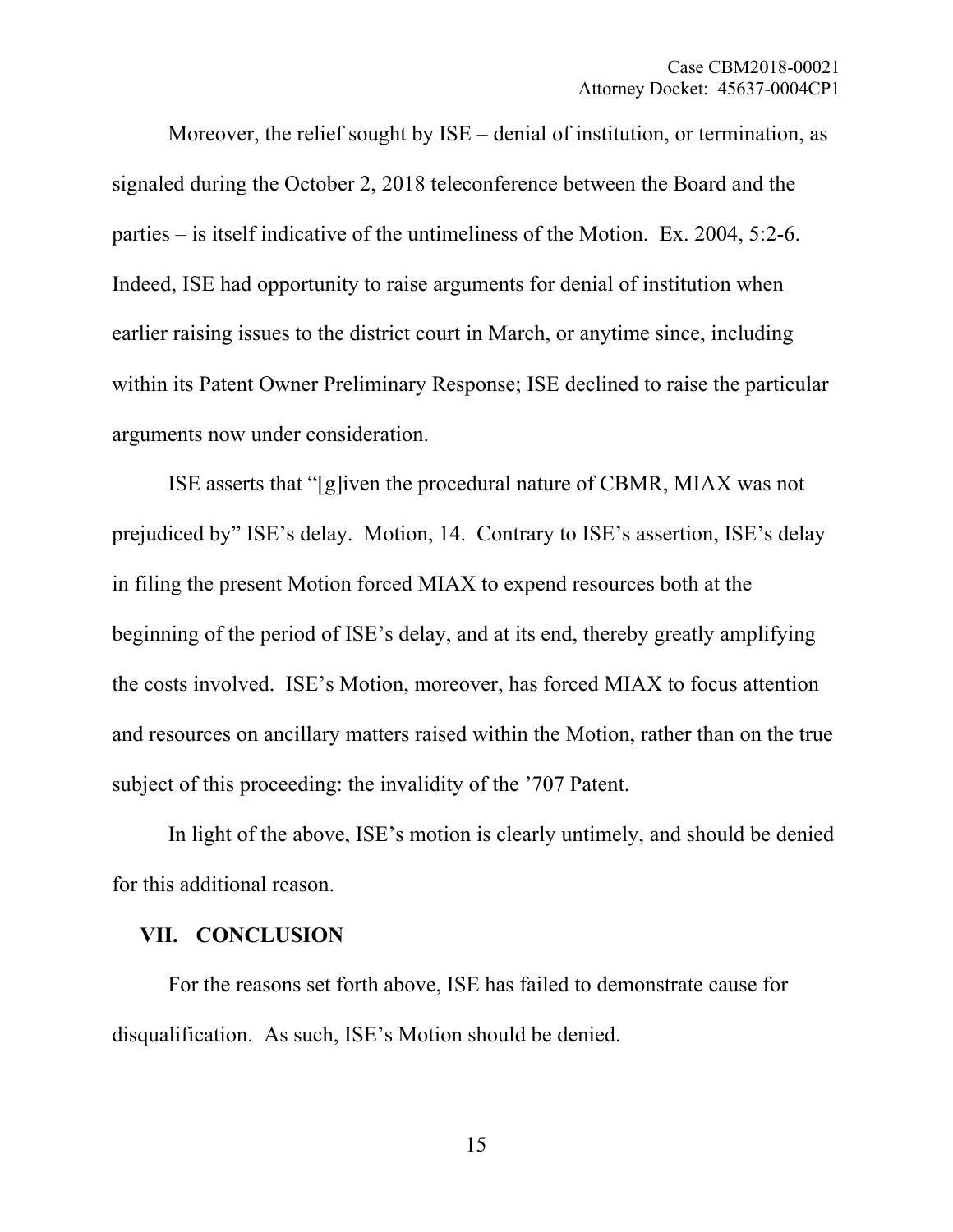Moreover, the relief sought by ISE – denial of institution, or termination, as signaled during the October 2, 2018 teleconference between the Board and the parties – is itself indicative of the untimeliness of the Motion. Ex. 2004, 5:2-6. Indeed, ISE had opportunity to raise arguments for denial of institution when earlier raising issues to the district court in March, or anytime since, including within its Patent Owner Preliminary Response; ISE declined to raise the particular arguments now under consideration.

ISE asserts that "[g]iven the procedural nature of CBMR, MIAX was not prejudiced by" ISE's delay. Motion, 14. Contrary to ISE's assertion, ISE's delay in filing the present Motion forced MIAX to expend resources both at the beginning of the period of ISE's delay, and at its end, thereby greatly amplifying the costs involved. ISE's Motion, moreover, has forced MIAX to focus attention and resources on ancillary matters raised within the Motion, rather than on the true subject of this proceeding: the invalidity of the '707 Patent.

In light of the above, ISE's motion is clearly untimely, and should be denied for this additional reason.

## VII. CONCLUSION

For the reasons set forth above, ISE has failed to demonstrate cause for disqualification. As such, ISE's Motion should be denied.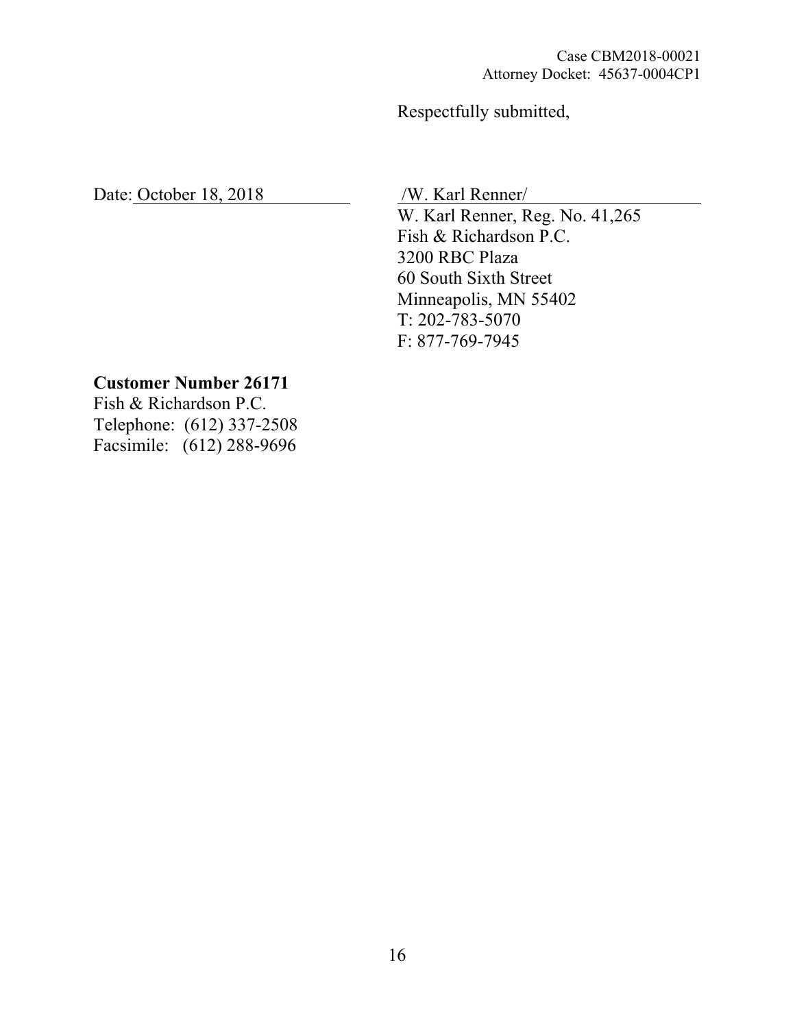Respectfully submitted,

Date: October 18, 2018

/W. Karl Renner/

W. Karl Renner, Reg. No. 41,265
Fish & Richardson P.C.
3200 RBC Plaza
60 South Sixth Street
Minneapolis, MN 55402
T: 202-783-5070
F: 877-769-7945

**Customer Number 26171**
Fish & Richardson P.C.
Telephone: (612) 337-2508
Facsimile: (612) 288-9696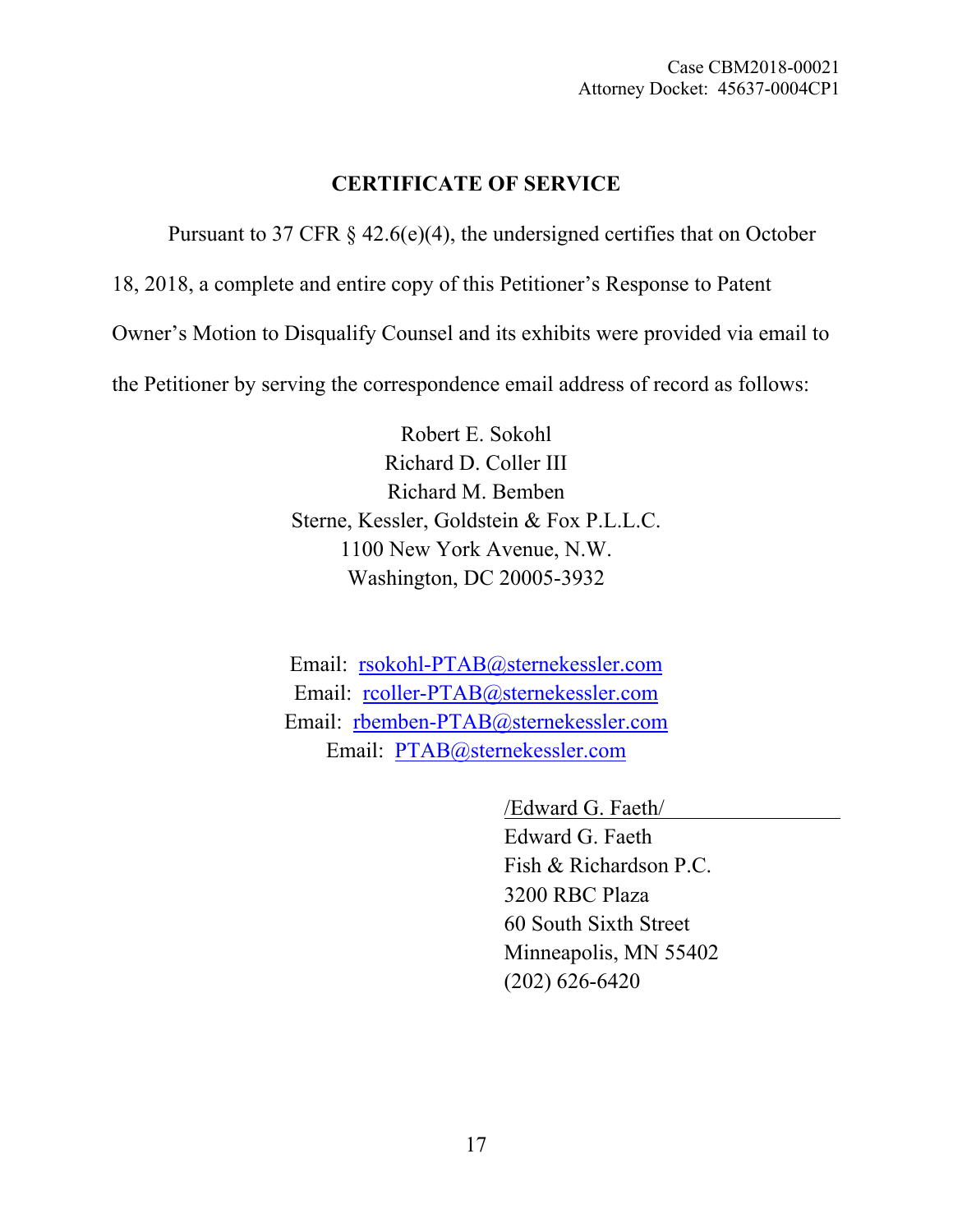Case CBM2018-00021
Attorney Docket: 45637-0004CP1

## CERTIFICATE OF SERVICE

Pursuant to 37 CFR § 42.6(e)(4), the undersigned certifies that on October 18, 2018, a complete and entire copy of this Petitioner's Response to Patent Owner's Motion to Disqualify Counsel and its exhibits were provided via email to the Petitioner by serving the correspondence email address of record as follows:

Robert E. Sokohl
Richard D. Coller III
Richard M. Bemben
Sterne, Kessler, Goldstein & Fox P.L.L.C.
1100 New York Avenue, N.W.
Washington, DC 20005-3932

Email: rsokohl-PTAB@sternekessler.com
Email: rcoller-PTAB@sternekessler.com
Email: rbemben-PTAB@sternekessler.com
Email: PTAB@sternekessler.com

/Edward G. Faeth/
Edward G. Faeth
Fish & Richardson P.C.
3200 RBC Plaza
60 South Sixth Street
Minneapolis, MN 55402
(202) 626-6420